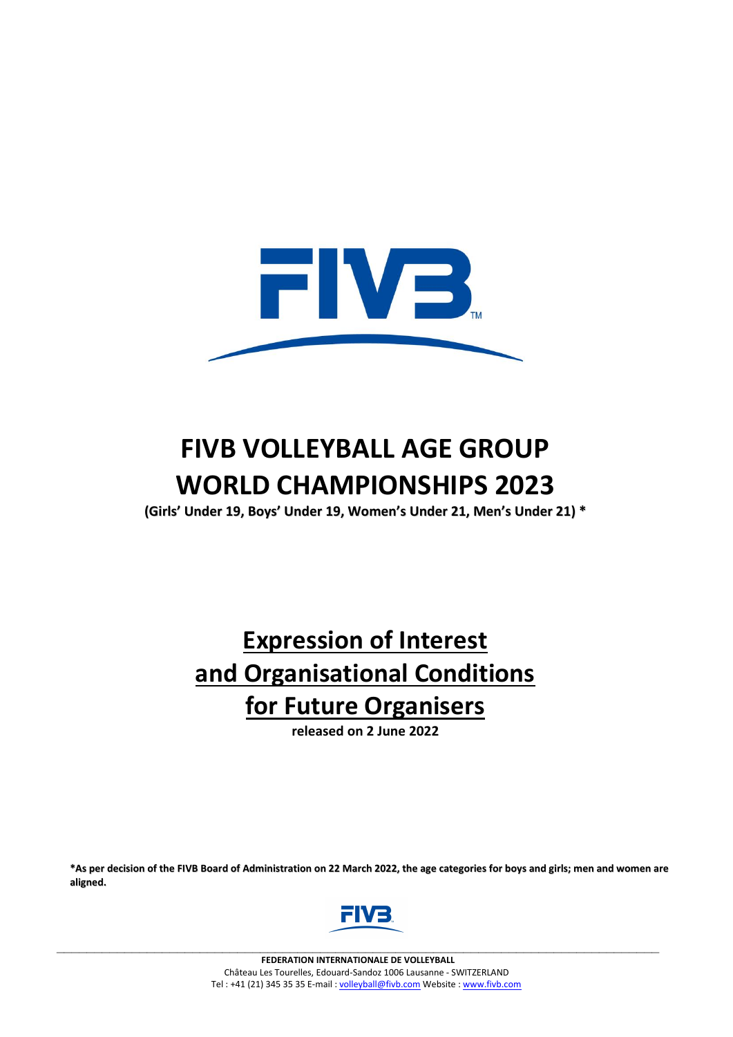# FIVB VOLLEYBALL AGE GROUP WORLD CHAMPIONSHIPS 2023

**(Girls' Under 19, Boys' Under 19, Women's Under 21, Men's Under 21) ***

## Expression of Interest and Organisational Conditions for Future Organisers

**released on 2 June 2022**

***As per decision of the FIVB Board of Administration on 22 March 2022, the age categories for boys and girls; men and women are aligned.**

**FEDERATION INTERNATIONALE DE VOLLEYBALL**
Château Les Tourelles, Edouard-Sandoz 1006 Lausanne - SWITZERLAND
Tel : +41 (21) 345 35 35 E-mail : volleyball@fivb.com Website : www.fivb.com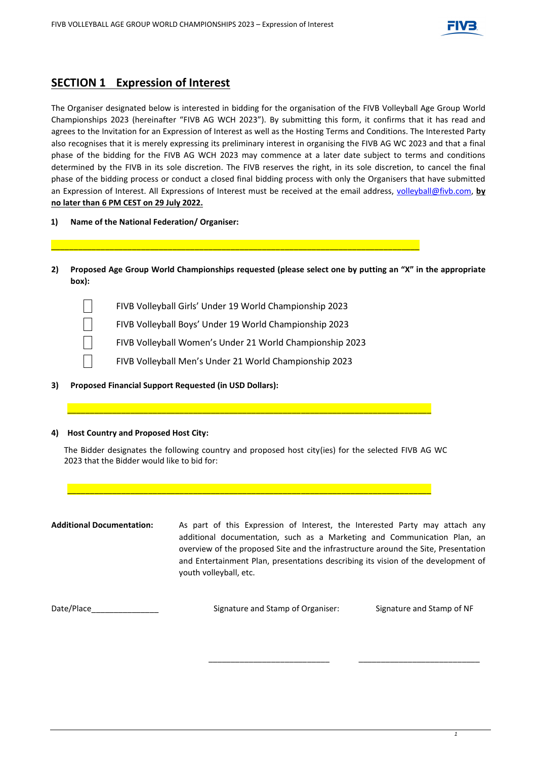## SECTION 1 Expression of Interest

The Organiser designated below is interested in bidding for the organisation of the FIVB Volleyball Age Group World Championships 2023 (hereinafter "FIVB AG WCH 2023"). By submitting this form, it confirms that it has read and agrees to the Invitation for an Expression of Interest as well as the Hosting Terms and Conditions. The Interested Party also recognises that it is merely expressing its preliminary interest in organising the FIVB AG WC 2023 and that a final phase of the bidding for the FIVB AG WCH 2023 may commence at a later date subject to terms and conditions determined by the FIVB in its sole discretion. The FIVB reserves the right, in its sole discretion, to cancel the final phase of the bidding process or conduct a closed final bidding process with only the Organisers that have submitted an Expression of Interest. All Expressions of Interest must be received at the email address, volleyball@fivb.com, **by no later than 6 PM CEST on 29 July 2022.**

**1) Name of the National Federation/ Organiser:**

______________________________________________________________________________

**2) Proposed Age Group World Championships requested (please select one by putting an "X" in the appropriate box):**

- ☐ FIVB Volleyball Girls' Under 19 World Championship 2023
- ☐ FIVB Volleyball Boys' Under 19 World Championship 2023
- ☐ FIVB Volleyball Women's Under 21 World Championship 2023
- ☐ FIVB Volleyball Men's Under 21 World Championship 2023

**3) Proposed Financial Support Requested (in USD Dollars):**

______________________________________________________________________________

**4) Host Country and Proposed Host City:**

The Bidder designates the following country and proposed host city(ies) for the selected FIVB AG WC 2023 that the Bidder would like to bid for:

______________________________________________________________________________

**Additional Documentation:** As part of this Expression of Interest, the Interested Party may attach any additional documentation, such as a Marketing and Communication Plan, an overview of the proposed Site and the infrastructure around the Site, Presentation and Entertainment Plan, presentations describing its vision of the development of youth volleyball, etc.

Date/Place_______________

Signature and Stamp of Organiser: ___________________________

Signature and Stamp of NF ___________________________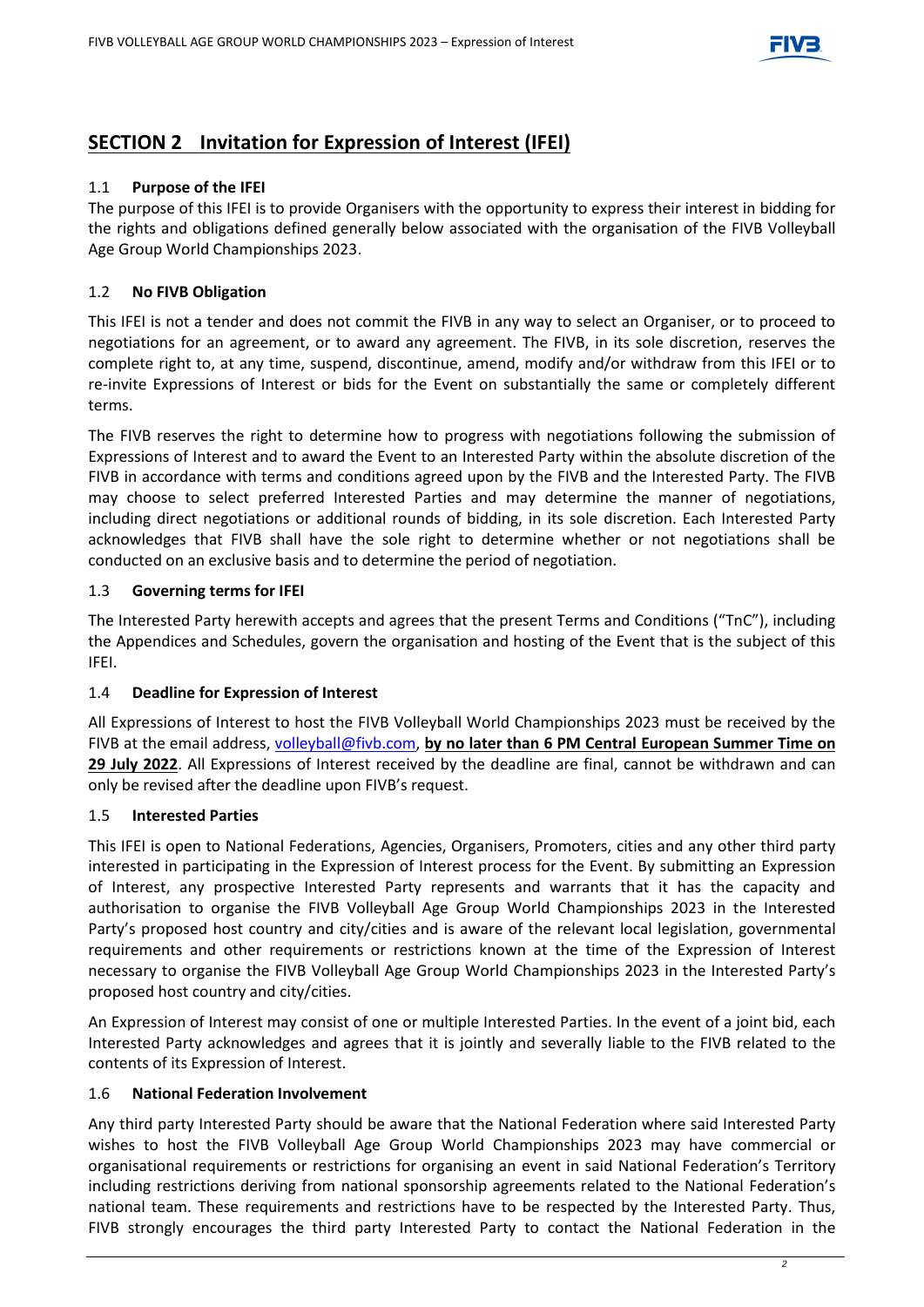## SECTION 2 Invitation for Expression of Interest (IFEI)

### 1.1 Purpose of the IFEI

The purpose of this IFEI is to provide Organisers with the opportunity to express their interest in bidding for the rights and obligations defined generally below associated with the organisation of the FIVB Volleyball Age Group World Championships 2023.

### 1.2 No FIVB Obligation

This IFEI is not a tender and does not commit the FIVB in any way to select an Organiser, or to proceed to negotiations for an agreement, or to award any agreement. The FIVB, in its sole discretion, reserves the complete right to, at any time, suspend, discontinue, amend, modify and/or withdraw from this IFEI or to re-invite Expressions of Interest or bids for the Event on substantially the same or completely different terms.

The FIVB reserves the right to determine how to progress with negotiations following the submission of Expressions of Interest and to award the Event to an Interested Party within the absolute discretion of the FIVB in accordance with terms and conditions agreed upon by the FIVB and the Interested Party. The FIVB may choose to select preferred Interested Parties and may determine the manner of negotiations, including direct negotiations or additional rounds of bidding, in its sole discretion. Each Interested Party acknowledges that FIVB shall have the sole right to determine whether or not negotiations shall be conducted on an exclusive basis and to determine the period of negotiation.

### 1.3 Governing terms for IFEI

The Interested Party herewith accepts and agrees that the present Terms and Conditions ("TnC"), including the Appendices and Schedules, govern the organisation and hosting of the Event that is the subject of this IFEI.

### 1.4 Deadline for Expression of Interest

All Expressions of Interest to host the FIVB Volleyball World Championships 2023 must be received by the FIVB at the email address, volleyball@fivb.com, **by no later than 6 PM Central European Summer Time on 29 July 2022**. All Expressions of Interest received by the deadline are final, cannot be withdrawn and can only be revised after the deadline upon FIVB's request.

### 1.5 Interested Parties

This IFEI is open to National Federations, Agencies, Organisers, Promoters, cities and any other third party interested in participating in the Expression of Interest process for the Event. By submitting an Expression of Interest, any prospective Interested Party represents and warrants that it has the capacity and authorisation to organise the FIVB Volleyball Age Group World Championships 2023 in the Interested Party's proposed host country and city/cities and is aware of the relevant local legislation, governmental requirements and other requirements or restrictions known at the time of the Expression of Interest necessary to organise the FIVB Volleyball Age Group World Championships 2023 in the Interested Party's proposed host country and city/cities.

An Expression of Interest may consist of one or multiple Interested Parties. In the event of a joint bid, each Interested Party acknowledges and agrees that it is jointly and severally liable to the FIVB related to the contents of its Expression of Interest.

### 1.6 National Federation Involvement

Any third party Interested Party should be aware that the National Federation where said Interested Party wishes to host the FIVB Volleyball Age Group World Championships 2023 may have commercial or organisational requirements or restrictions for organising an event in said National Federation's Territory including restrictions deriving from national sponsorship agreements related to the National Federation's national team. These requirements and restrictions have to be respected by the Interested Party. Thus, FIVB strongly encourages the third party Interested Party to contact the National Federation in the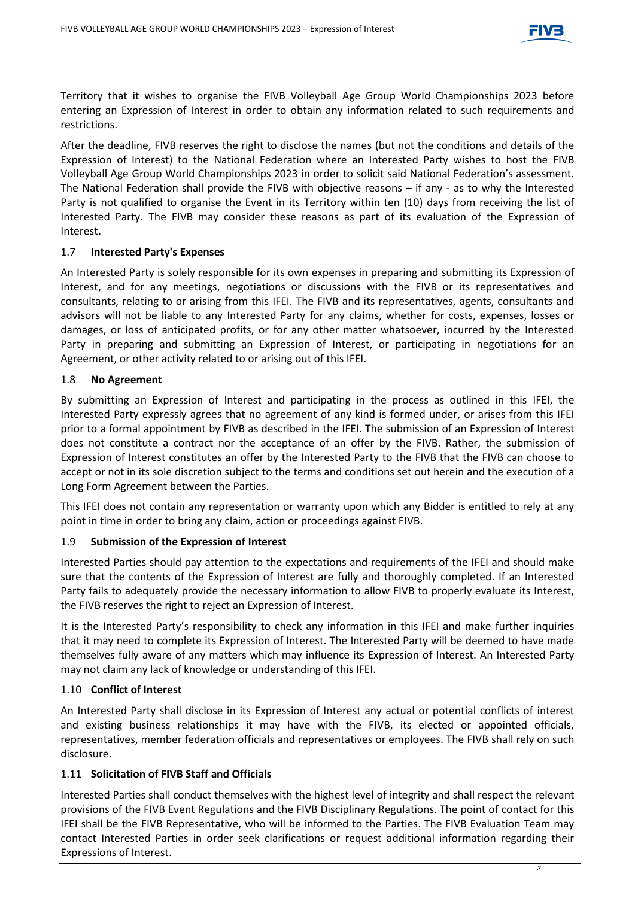Territory that it wishes to organise the FIVB Volleyball Age Group World Championships 2023 before entering an Expression of Interest in order to obtain any information related to such requirements and restrictions.

After the deadline, FIVB reserves the right to disclose the names (but not the conditions and details of the Expression of Interest) to the National Federation where an Interested Party wishes to host the FIVB Volleyball Age Group World Championships 2023 in order to solicit said National Federation's assessment. The National Federation shall provide the FIVB with objective reasons – if any - as to why the Interested Party is not qualified to organise the Event in its Territory within ten (10) days from receiving the list of Interested Party. The FIVB may consider these reasons as part of its evaluation of the Expression of Interest.

### 1.7 Interested Party's Expenses

An Interested Party is solely responsible for its own expenses in preparing and submitting its Expression of Interest, and for any meetings, negotiations or discussions with the FIVB or its representatives and consultants, relating to or arising from this IFEI. The FIVB and its representatives, agents, consultants and advisors will not be liable to any Interested Party for any claims, whether for costs, expenses, losses or damages, or loss of anticipated profits, or for any other matter whatsoever, incurred by the Interested Party in preparing and submitting an Expression of Interest, or participating in negotiations for an Agreement, or other activity related to or arising out of this IFEI.

### 1.8 No Agreement

By submitting an Expression of Interest and participating in the process as outlined in this IFEI, the Interested Party expressly agrees that no agreement of any kind is formed under, or arises from this IFEI prior to a formal appointment by FIVB as described in the IFEI. The submission of an Expression of Interest does not constitute a contract nor the acceptance of an offer by the FIVB. Rather, the submission of Expression of Interest constitutes an offer by the Interested Party to the FIVB that the FIVB can choose to accept or not in its sole discretion subject to the terms and conditions set out herein and the execution of a Long Form Agreement between the Parties.

This IFEI does not contain any representation or warranty upon which any Bidder is entitled to rely at any point in time in order to bring any claim, action or proceedings against FIVB.

### 1.9 Submission of the Expression of Interest

Interested Parties should pay attention to the expectations and requirements of the IFEI and should make sure that the contents of the Expression of Interest are fully and thoroughly completed. If an Interested Party fails to adequately provide the necessary information to allow FIVB to properly evaluate its Interest, the FIVB reserves the right to reject an Expression of Interest.

It is the Interested Party's responsibility to check any information in this IFEI and make further inquiries that it may need to complete its Expression of Interest. The Interested Party will be deemed to have made themselves fully aware of any matters which may influence its Expression of Interest. An Interested Party may not claim any lack of knowledge or understanding of this IFEI.

### 1.10 Conflict of Interest

An Interested Party shall disclose in its Expression of Interest any actual or potential conflicts of interest and existing business relationships it may have with the FIVB, its elected or appointed officials, representatives, member federation officials and representatives or employees. The FIVB shall rely on such disclosure.

### 1.11 Solicitation of FIVB Staff and Officials

Interested Parties shall conduct themselves with the highest level of integrity and shall respect the relevant provisions of the FIVB Event Regulations and the FIVB Disciplinary Regulations. The point of contact for this IFEI shall be the FIVB Representative, who will be informed to the Parties. The FIVB Evaluation Team may contact Interested Parties in order seek clarifications or request additional information regarding their Expressions of Interest.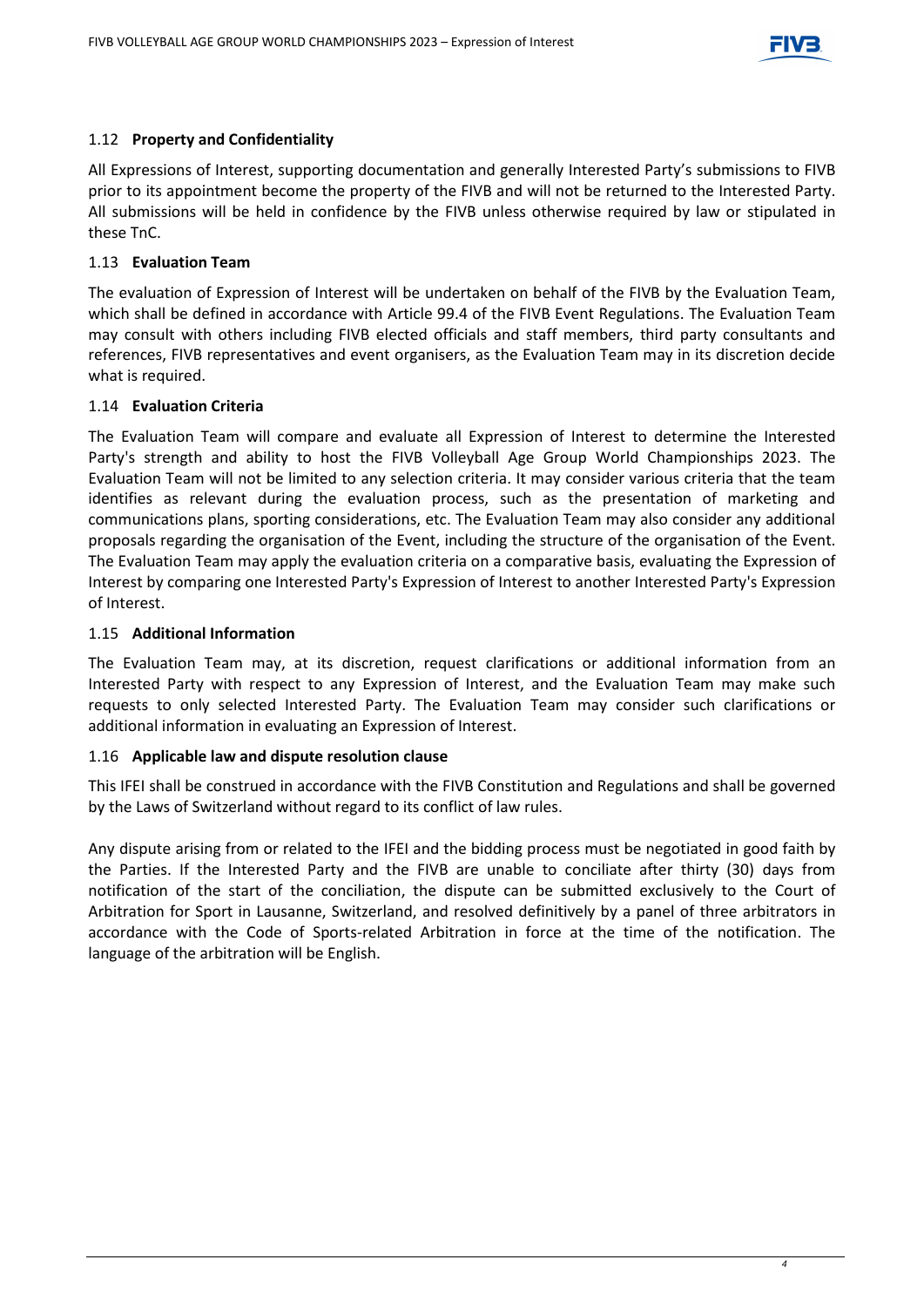### 1.12 **Property and Confidentiality**

All Expressions of Interest, supporting documentation and generally Interested Party's submissions to FIVB prior to its appointment become the property of the FIVB and will not be returned to the Interested Party. All submissions will be held in confidence by the FIVB unless otherwise required by law or stipulated in these TnC.

### 1.13 **Evaluation Team**

The evaluation of Expression of Interest will be undertaken on behalf of the FIVB by the Evaluation Team, which shall be defined in accordance with Article 99.4 of the FIVB Event Regulations. The Evaluation Team may consult with others including FIVB elected officials and staff members, third party consultants and references, FIVB representatives and event organisers, as the Evaluation Team may in its discretion decide what is required.

### 1.14 **Evaluation Criteria**

The Evaluation Team will compare and evaluate all Expression of Interest to determine the Interested Party's strength and ability to host the FIVB Volleyball Age Group World Championships 2023. The Evaluation Team will not be limited to any selection criteria. It may consider various criteria that the team identifies as relevant during the evaluation process, such as the presentation of marketing and communications plans, sporting considerations, etc. The Evaluation Team may also consider any additional proposals regarding the organisation of the Event, including the structure of the organisation of the Event. The Evaluation Team may apply the evaluation criteria on a comparative basis, evaluating the Expression of Interest by comparing one Interested Party's Expression of Interest to another Interested Party's Expression of Interest.

### 1.15 **Additional Information**

The Evaluation Team may, at its discretion, request clarifications or additional information from an Interested Party with respect to any Expression of Interest, and the Evaluation Team may make such requests to only selected Interested Party. The Evaluation Team may consider such clarifications or additional information in evaluating an Expression of Interest.

### 1.16 **Applicable law and dispute resolution clause**

This IFEI shall be construed in accordance with the FIVB Constitution and Regulations and shall be governed by the Laws of Switzerland without regard to its conflict of law rules.

Any dispute arising from or related to the IFEI and the bidding process must be negotiated in good faith by the Parties. If the Interested Party and the FIVB are unable to conciliate after thirty (30) days from notification of the start of the conciliation, the dispute can be submitted exclusively to the Court of Arbitration for Sport in Lausanne, Switzerland, and resolved definitively by a panel of three arbitrators in accordance with the Code of Sports-related Arbitration in force at the time of the notification. The language of the arbitration will be English.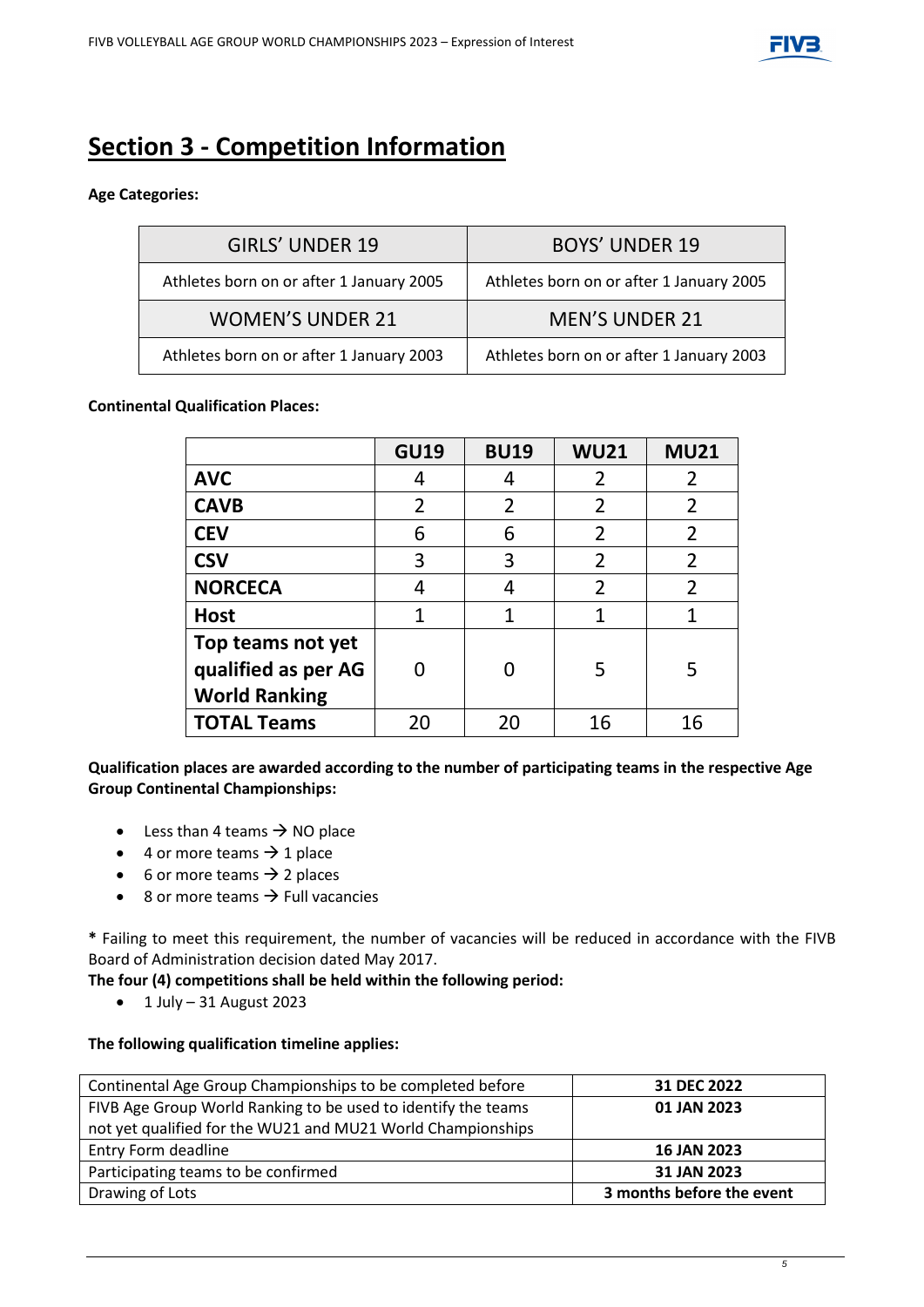## Section 3 - Competition Information

**Age Categories:**

| GIRLS' UNDER 19 | BOYS' UNDER 19 |
|---|---|
| Athletes born on or after 1 January 2005 | Athletes born on or after 1 January 2005 |
| WOMEN'S UNDER 21 | MEN'S UNDER 21 |
| Athletes born on or after 1 January 2003 | Athletes born on or after 1 January 2003 |

**Continental Qualification Places:**

| | GU19 | BU19 | WU21 | MU21 |
|---|---|---|---|---|
| **AVC** | 4 | 4 | 2 | 2 |
| **CAVB** | 2 | 2 | 2 | 2 |
| **CEV** | 6 | 6 | 2 | 2 |
| **CSV** | 3 | 3 | 2 | 2 |
| **NORCECA** | 4 | 4 | 2 | 2 |
| **Host** | 1 | 1 | 1 | 1 |
| **Top teams not yet qualified as per AG World Ranking** | 0 | 0 | 5 | 5 |
| **TOTAL Teams** | 20 | 20 | 16 | 16 |

**Qualification places are awarded according to the number of participating teams in the respective Age Group Continental Championships:**

- Less than 4 teams → NO place
- 4 or more teams → 1 place
- 6 or more teams → 2 places
- 8 or more teams → Full vacancies

**\*** Failing to meet this requirement, the number of vacancies will be reduced in accordance with the FIVB Board of Administration decision dated May 2017.

**The four (4) competitions shall be held within the following period:**

- 1 July – 31 August 2023

**The following qualification timeline applies:**

| | |
|---|---|
| Continental Age Group Championships to be completed before | **31 DEC 2022** |
| FIVB Age Group World Ranking to be used to identify the teams not yet qualified for the WU21 and MU21 World Championships | **01 JAN 2023** |
| Entry Form deadline | **16 JAN 2023** |
| Participating teams to be confirmed | **31 JAN 2023** |
| Drawing of Lots | **3 months before the event** |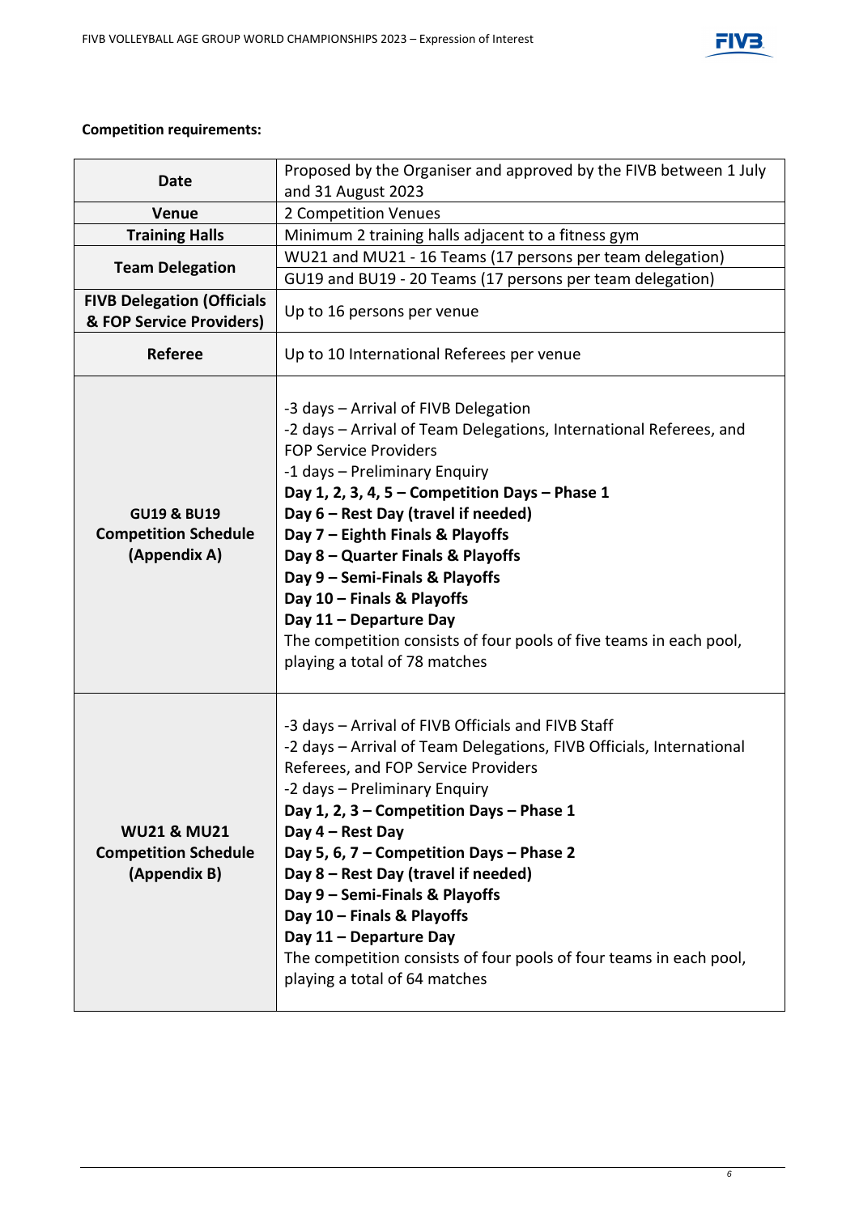**Competition requirements:**

| | |
|---|---|
| **Date** | Proposed by the Organiser and approved by the FIVB between 1 July and 31 August 2023 |
| **Venue** | 2 Competition Venues |
| **Training Halls** | Minimum 2 training halls adjacent to a fitness gym |
| **Team Delegation** | WU21 and MU21 - 16 Teams (17 persons per team delegation)<br>GU19 and BU19 - 20 Teams (17 persons per team delegation) |
| **FIVB Delegation (Officials & FOP Service Providers)** | Up to 16 persons per venue |
| **Referee** | Up to 10 International Referees per venue |
| **GU19 & BU19 Competition Schedule (Appendix A)** | -3 days – Arrival of FIVB Delegation<br>-2 days – Arrival of Team Delegations, International Referees, and FOP Service Providers<br>-1 days – Preliminary Enquiry<br>**Day 1, 2, 3, 4, 5 – Competition Days – Phase 1**<br>**Day 6 – Rest Day (travel if needed)**<br>**Day 7 – Eighth Finals & Playoffs**<br>**Day 8 – Quarter Finals & Playoffs**<br>**Day 9 – Semi-Finals & Playoffs**<br>**Day 10 – Finals & Playoffs**<br>**Day 11 – Departure Day**<br>The competition consists of four pools of five teams in each pool, playing a total of 78 matches |
| **WU21 & MU21 Competition Schedule (Appendix B)** | -3 days – Arrival of FIVB Officials and FIVB Staff<br>-2 days – Arrival of Team Delegations, FIVB Officials, International Referees, and FOP Service Providers<br>-2 days – Preliminary Enquiry<br>**Day 1, 2, 3 – Competition Days – Phase 1**<br>**Day 4 – Rest Day**<br>**Day 5, 6, 7 – Competition Days – Phase 2**<br>**Day 8 – Rest Day (travel if needed)**<br>**Day 9 – Semi-Finals & Playoffs**<br>**Day 10 – Finals & Playoffs**<br>**Day 11 – Departure Day**<br>The competition consists of four pools of four teams in each pool, playing a total of 64 matches |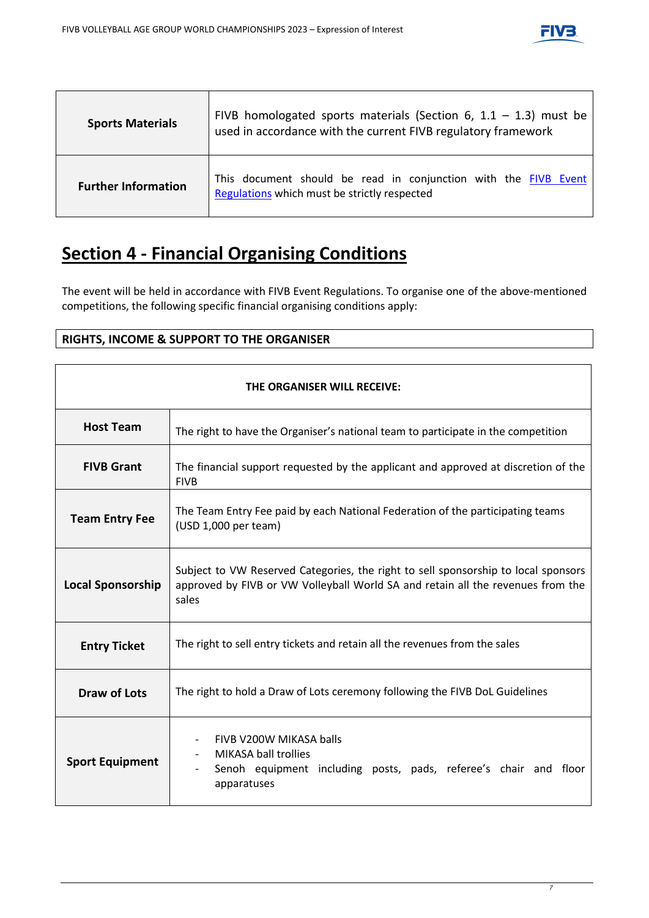| Sports Materials | FIVB homologated sports materials (Section 6, 1.1 – 1.3) must be used in accordance with the current FIVB regulatory framework |
|---|---|
| Further Information | This document should be read in conjunction with the [FIVB Event Regulations](FIVB Event Regulations) which must be strictly respected |

## Section 4 - Financial Organising Conditions

The event will be held in accordance with FIVB Event Regulations. To organise one of the above-mentioned competitions, the following specific financial organising conditions apply:

**RIGHTS, INCOME & SUPPORT TO THE ORGANISER**

| THE ORGANISER WILL RECEIVE: | |
|---|---|
| **Host Team** | The right to have the Organiser's national team to participate in the competition |
| **FIVB Grant** | The financial support requested by the applicant and approved at discretion of the FIVB |
| **Team Entry Fee** | The Team Entry Fee paid by each National Federation of the participating teams (USD 1,000 per team) |
| **Local Sponsorship** | Subject to VW Reserved Categories, the right to sell sponsorship to local sponsors approved by FIVB or VW Volleyball World SA and retain all the revenues from the sales |
| **Entry Ticket** | The right to sell entry tickets and retain all the revenues from the sales |
| **Draw of Lots** | The right to hold a Draw of Lots ceremony following the FIVB DoL Guidelines |
| **Sport Equipment** | - FIVB V200W MIKASA balls<br>- MIKASA ball trollies<br>- Senoh equipment including posts, pads, referee's chair and floor apparatuses |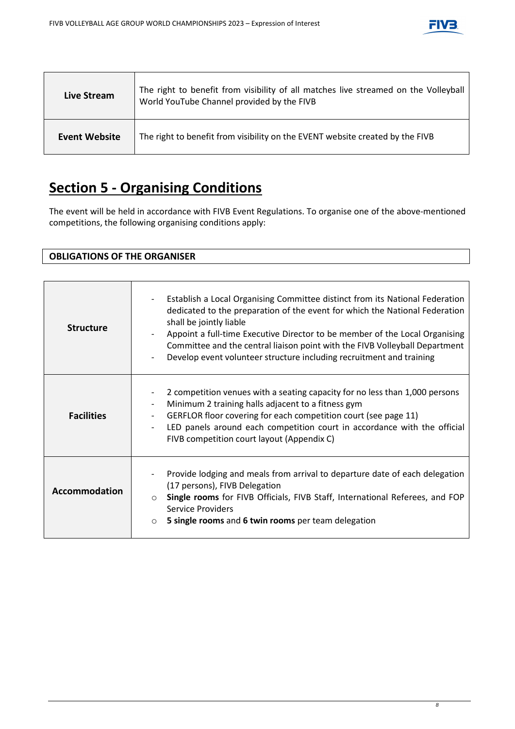| | |
|---|---|
| **Live Stream** | The right to benefit from visibility of all matches live streamed on the Volleyball World YouTube Channel provided by the FIVB |
| **Event Website** | The right to benefit from visibility on the EVENT website created by the FIVB |

## Section 5 - Organising Conditions

The event will be held in accordance with FIVB Event Regulations. To organise one of the above-mentioned competitions, the following organising conditions apply:

### OBLIGATIONS OF THE ORGANISER

| | |
|---|---|
| **Structure** | - Establish a Local Organising Committee distinct from its National Federation dedicated to the preparation of the event for which the National Federation shall be jointly liable<br>- Appoint a full-time Executive Director to be member of the Local Organising Committee and the central liaison point with the FIVB Volleyball Department<br>- Develop event volunteer structure including recruitment and training |
| **Facilities** | - 2 competition venues with a seating capacity for no less than 1,000 persons<br>- Minimum 2 training halls adjacent to a fitness gym<br>- GERFLOR floor covering for each competition court (see page 11)<br>- LED panels around each competition court in accordance with the official FIVB competition court layout (Appendix C) |
| **Accommodation** | - Provide lodging and meals from arrival to departure date of each delegation (17 persons), FIVB Delegation<br>○ **Single rooms** for FIVB Officials, FIVB Staff, International Referees, and FOP Service Providers<br>○ **5 single rooms** and **6 twin rooms** per team delegation |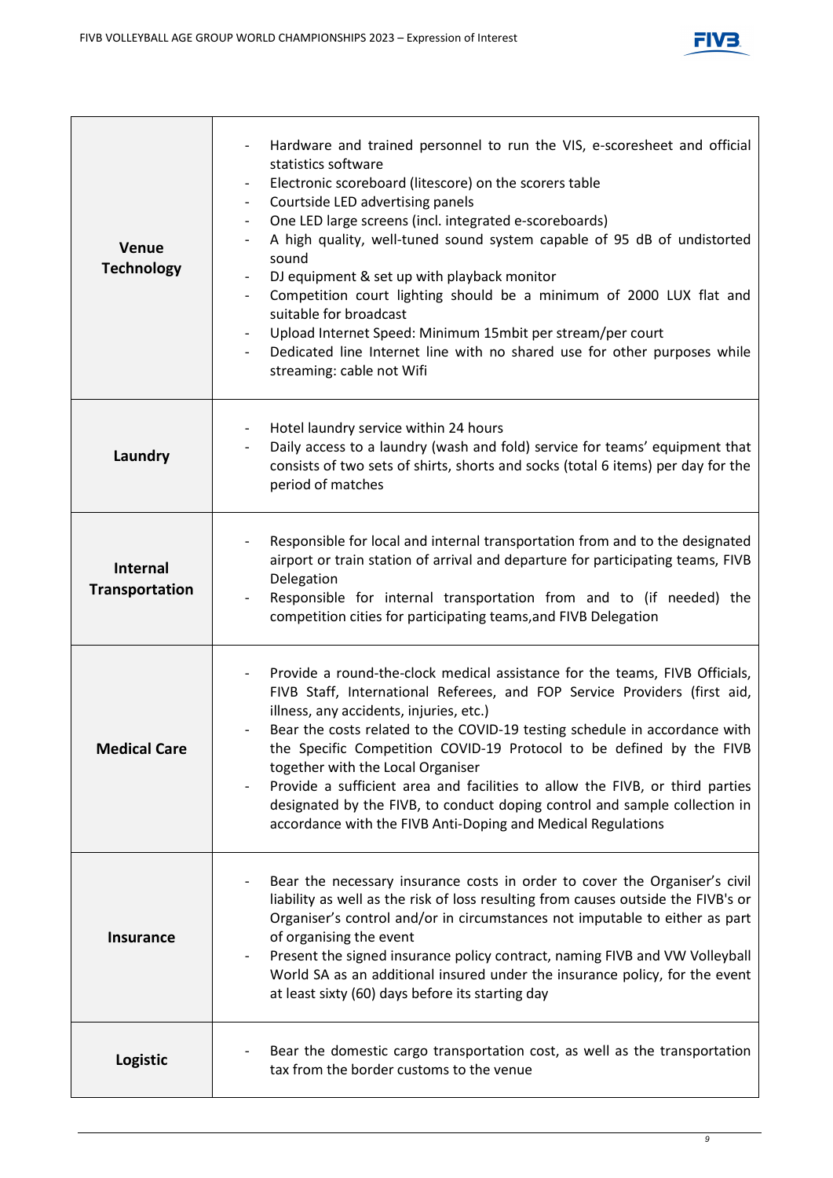| | |
|---|---|
| **Venue Technology** | - Hardware and trained personnel to run the VIS, e-scoresheet and official statistics software<br>- Electronic scoreboard (litescore) on the scorers table<br>- Courtside LED advertising panels<br>- One LED large screens (incl. integrated e-scoreboards)<br>- A high quality, well-tuned sound system capable of 95 dB of undistorted sound<br>- DJ equipment & set up with playback monitor<br>- Competition court lighting should be a minimum of 2000 LUX flat and suitable for broadcast<br>- Upload Internet Speed: Minimum 15mbit per stream/per court<br>- Dedicated line Internet line with no shared use for other purposes while streaming: cable not Wifi |
| **Laundry** | - Hotel laundry service within 24 hours<br>- Daily access to a laundry (wash and fold) service for teams' equipment that consists of two sets of shirts, shorts and socks (total 6 items) per day for the period of matches |
| **Internal Transportation** | - Responsible for local and internal transportation from and to the designated airport or train station of arrival and departure for participating teams, FIVB Delegation<br>- Responsible for internal transportation from and to (if needed) the competition cities for participating teams,and FIVB Delegation |
| **Medical Care** | - Provide a round-the-clock medical assistance for the teams, FIVB Officials, FIVB Staff, International Referees, and FOP Service Providers (first aid, illness, any accidents, injuries, etc.)<br>- Bear the costs related to the COVID-19 testing schedule in accordance with the Specific Competition COVID-19 Protocol to be defined by the FIVB together with the Local Organiser<br>- Provide a sufficient area and facilities to allow the FIVB, or third parties designated by the FIVB, to conduct doping control and sample collection in accordance with the FIVB Anti-Doping and Medical Regulations |
| **Insurance** | - Bear the necessary insurance costs in order to cover the Organiser's civil liability as well as the risk of loss resulting from causes outside the FIVB's or Organiser's control and/or in circumstances not imputable to either as part of organising the event<br>- Present the signed insurance policy contract, naming FIVB and VW Volleyball World SA as an additional insured under the insurance policy, for the event at least sixty (60) days before its starting day |
| **Logistic** | - Bear the domestic cargo transportation cost, as well as the transportation tax from the border customs to the venue |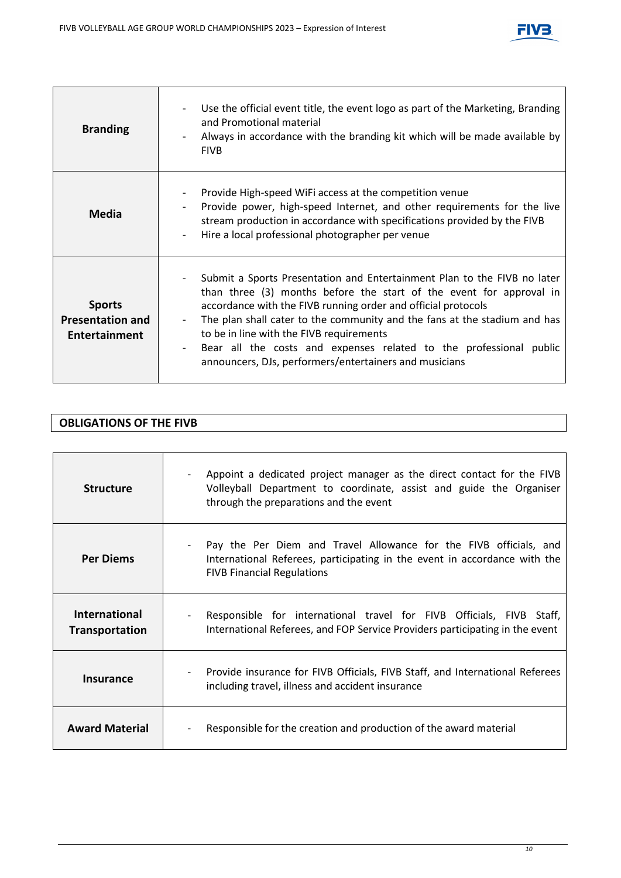| | |
|---|---|
| **Branding** | - Use the official event title, the event logo as part of the Marketing, Branding and Promotional material<br>- Always in accordance with the branding kit which will be made available by FIVB |
| **Media** | - Provide High-speed WiFi access at the competition venue<br>- Provide power, high-speed Internet, and other requirements for the live stream production in accordance with specifications provided by the FIVB<br>- Hire a local professional photographer per venue |
| **Sports Presentation and Entertainment** | - Submit a Sports Presentation and Entertainment Plan to the FIVB no later than three (3) months before the start of the event for approval in accordance with the FIVB running order and official protocols<br>- The plan shall cater to the community and the fans at the stadium and has to be in line with the FIVB requirements<br>- Bear all the costs and expenses related to the professional public announcers, DJs, performers/entertainers and musicians |

## OBLIGATIONS OF THE FIVB

| | |
|---|---|
| **Structure** | - Appoint a dedicated project manager as the direct contact for the FIVB Volleyball Department to coordinate, assist and guide the Organiser through the preparations and the event |
| **Per Diems** | - Pay the Per Diem and Travel Allowance for the FIVB officials, and International Referees, participating in the event in accordance with the FIVB Financial Regulations |
| **International Transportation** | - Responsible for international travel for FIVB Officials, FIVB Staff, International Referees, and FOP Service Providers participating in the event |
| **Insurance** | - Provide insurance for FIVB Officials, FIVB Staff, and International Referees including travel, illness and accident insurance |
| **Award Material** | - Responsible for the creation and production of the award material |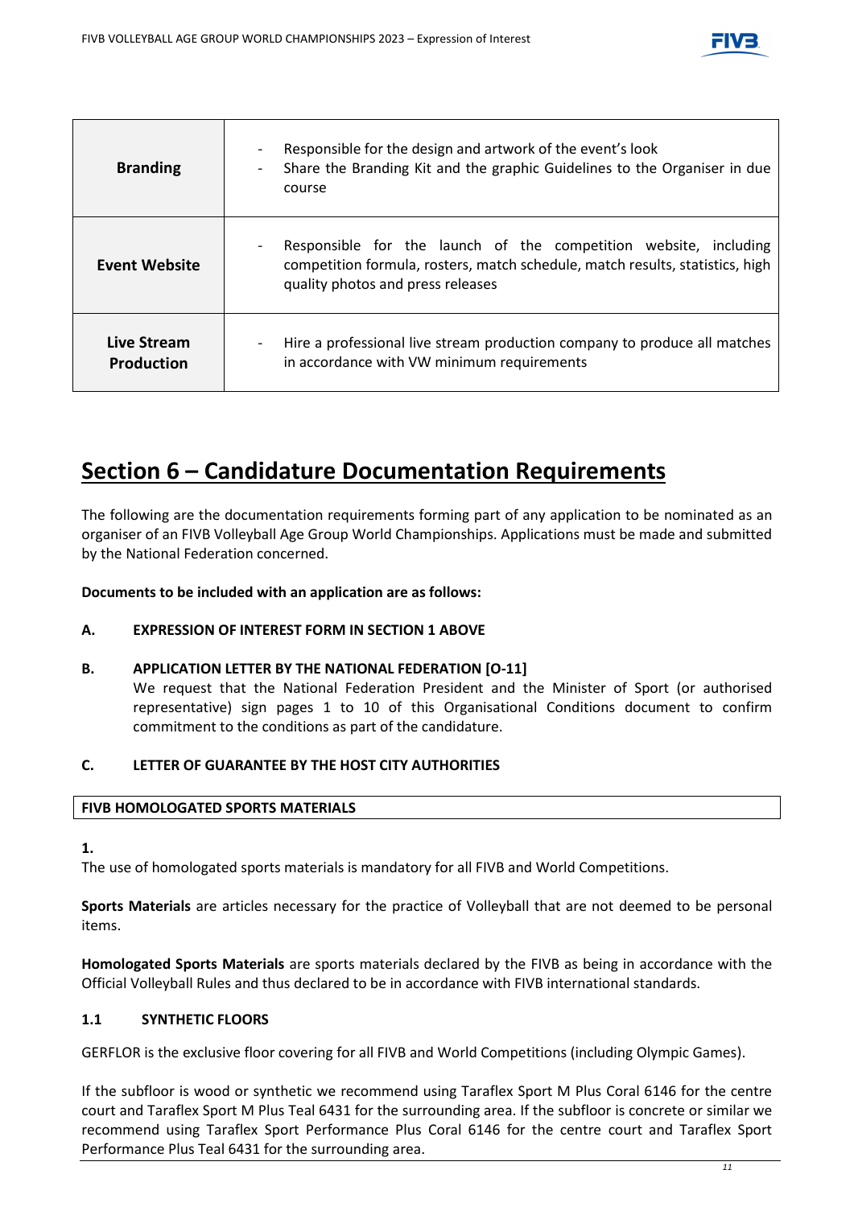| | |
|---|---|
| **Branding** | - Responsible for the design and artwork of the event's look<br>- Share the Branding Kit and the graphic Guidelines to the Organiser in due course |
| **Event Website** | - Responsible for the launch of the competition website, including competition formula, rosters, match schedule, match results, statistics, high quality photos and press releases |
| **Live Stream Production** | - Hire a professional live stream production company to produce all matches in accordance with VW minimum requirements |

# Section 6 – Candidature Documentation Requirements

The following are the documentation requirements forming part of any application to be nominated as an organiser of an FIVB Volleyball Age Group World Championships. Applications must be made and submitted by the National Federation concerned.

**Documents to be included with an application are as follows:**

**A. EXPRESSION OF INTEREST FORM IN SECTION 1 ABOVE**

**B. APPLICATION LETTER BY THE NATIONAL FEDERATION [O-11]**

We request that the National Federation President and the Minister of Sport (or authorised representative) sign pages 1 to 10 of this Organisational Conditions document to confirm commitment to the conditions as part of the candidature.

**C. LETTER OF GUARANTEE BY THE HOST CITY AUTHORITIES**

**FIVB HOMOLOGATED SPORTS MATERIALS**

**1.**

The use of homologated sports materials is mandatory for all FIVB and World Competitions.

**Sports Materials** are articles necessary for the practice of Volleyball that are not deemed to be personal items.

**Homologated Sports Materials** are sports materials declared by the FIVB as being in accordance with the Official Volleyball Rules and thus declared to be in accordance with FIVB international standards.

**1.1 SYNTHETIC FLOORS**

GERFLOR is the exclusive floor covering for all FIVB and World Competitions (including Olympic Games).

If the subfloor is wood or synthetic we recommend using Taraflex Sport M Plus Coral 6146 for the centre court and Taraflex Sport M Plus Teal 6431 for the surrounding area. If the subfloor is concrete or similar we recommend using Taraflex Sport Performance Plus Coral 6146 for the centre court and Taraflex Sport Performance Plus Teal 6431 for the surrounding area.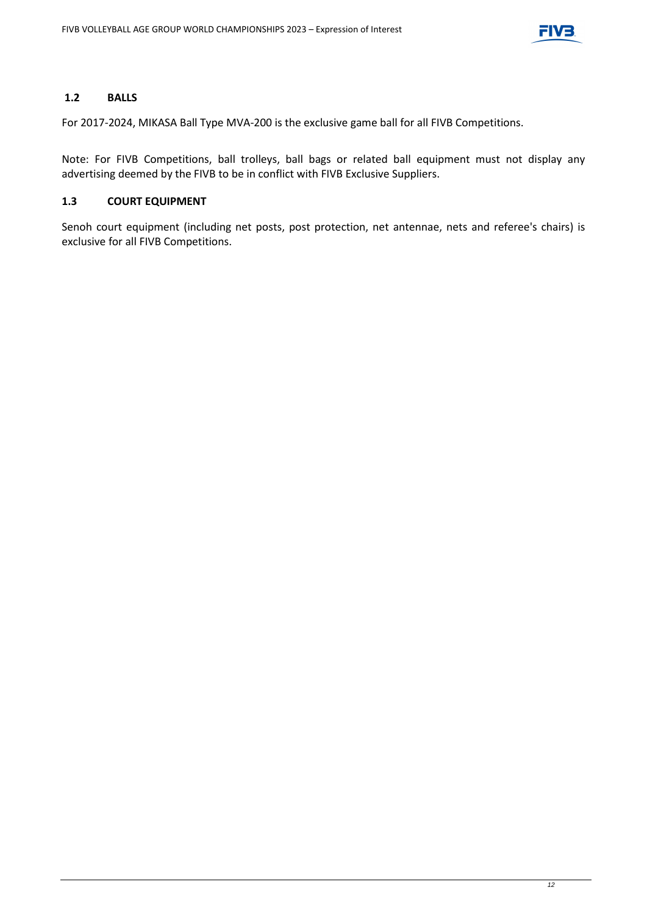### 1.2 BALLS

For 2017-2024, MIKASA Ball Type MVA-200 is the exclusive game ball for all FIVB Competitions.

Note: For FIVB Competitions, ball trolleys, ball bags or related ball equipment must not display any advertising deemed by the FIVB to be in conflict with FIVB Exclusive Suppliers.

### 1.3 COURT EQUIPMENT

Senoh court equipment (including net posts, post protection, net antennae, nets and referee's chairs) is exclusive for all FIVB Competitions.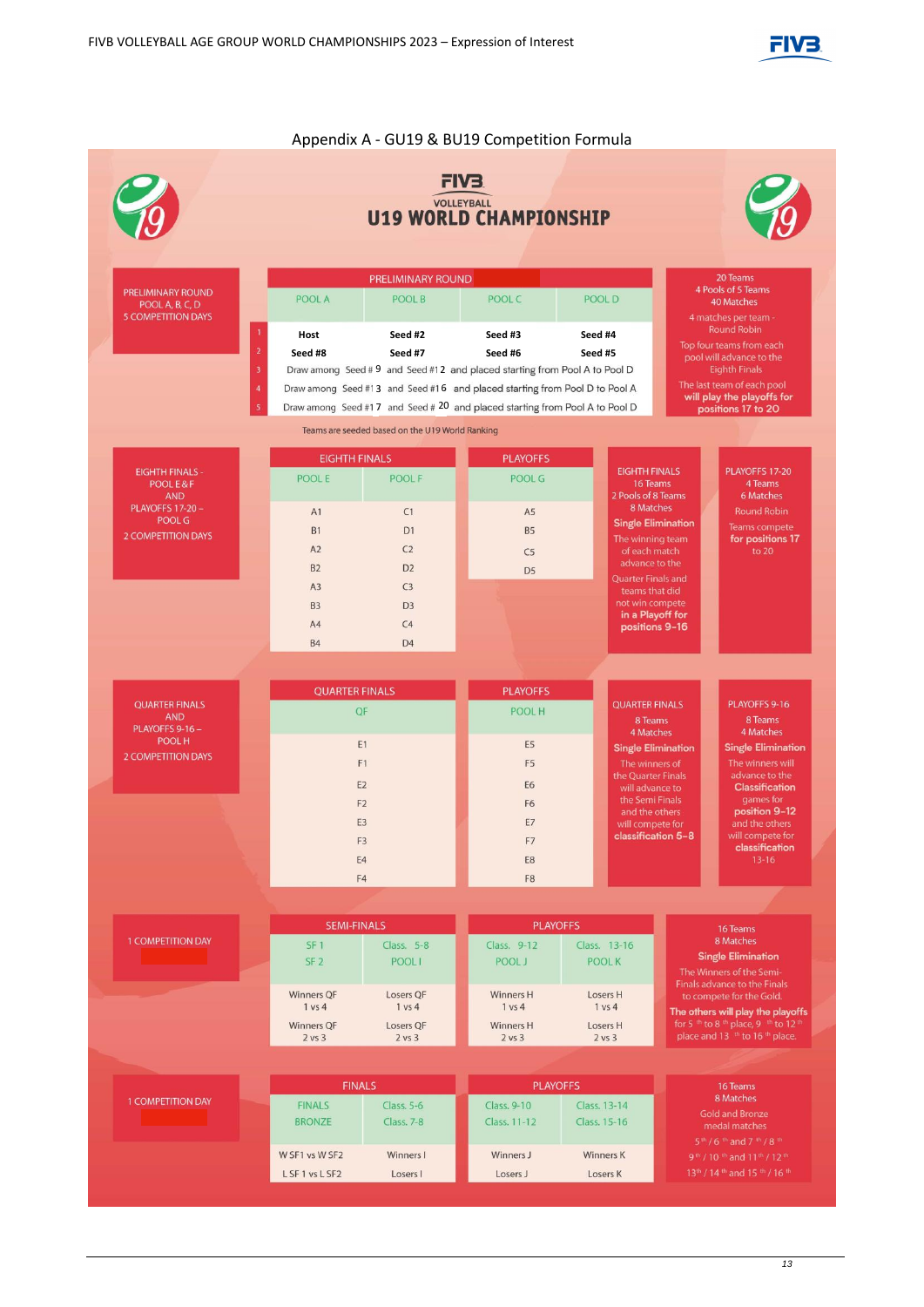## Appendix A - GU19 & BU19 Competition Formula

# FIVB VOLLEYBALL U19 WORLD CHAMPIONSHIP

### PRELIMINARY ROUND

PRELIMINARY ROUND POOL A, B, C, D
5 COMPETITION DAYS

| | POOL A | POOL B | POOL C | POOL D |
|---|---|---|---|---|
| 1 | **Host** | **Seed #2** | **Seed #3** | **Seed #4** |
| 2 | **Seed #8** | **Seed #7** | **Seed #6** | **Seed #5** |
| 3 | Draw among Seed # 9 and Seed #12 and placed starting from Pool A to Pool D | | | |
| 4 | Draw among Seed #13 and Seed #16 and placed starting from Pool D to Pool A | | | |
| 5 | Draw among Seed #17 and Seed # 20 and placed starting from Pool A to Pool D | | | |

Teams are seeded based on the U19 World Ranking

20 Teams
4 Pools of 5 Teams
40 Matches

4 matches per team - Round Robin

Top four teams from each pool will advance to the Eighth Finals

The last team of each pool **will play the playoffs for positions 17 to 20**

### EIGHTH FINALS - POOL E & F AND PLAYOFFS 17-20 – POOL G

2 COMPETITION DAYS

| EIGHTH FINALS POOL E | EIGHTH FINALS POOL F | PLAYOFFS POOL G |
|---|---|---|
| A1 | C1 | A5 |
| B1 | D1 | B5 |
| A2 | C2 | C5 |
| B2 | D2 | D5 |
| A3 | C3 | |
| B3 | D3 | |
| A4 | C4 | |
| B4 | D4 | |

EIGHTH FINALS
16 Teams
2 Pools of 8 Teams
8 Matches
**Single Elimination**
The winning team of each match advance to the Quarter Finals and teams that did not win compete **in a Playoff for positions 9–16**

PLAYOFFS 17-20
4 Teams
6 Matches
Round Robin
Teams compete **for positions 17** to 20

### QUARTER FINALS AND PLAYOFFS 9-16 – POOL H

2 COMPETITION DAYS

| QUARTER FINALS QF | PLAYOFFS POOL H |
|---|---|
| E1 | E5 |
| F1 | F5 |
| E2 | E6 |
| F2 | F6 |
| E3 | E7 |
| F3 | F7 |
| E4 | E8 |
| F4 | F8 |

QUARTER FINALS
8 Teams
4 Matches
**Single Elimination**
The winners of the Quarter Finals will advance to the Semi Finals and the others will compete for **classification 5–8**

PLAYOFFS 9-16
8 Teams
4 Matches
**Single Elimination**
The winners will advance to the **Classification** games for **position 9–12** and the others will compete for **classification** 13-16

### SEMI-FINALS AND PLAYOFFS

1 COMPETITION DAY

| SEMI-FINALS SF 1 / SF 2 | Class. 5-8 POOL I | PLAYOFFS Class. 9-12 POOL J | Class. 13-16 POOL K |
|---|---|---|---|
| Winners QF 1 vs 4 | Losers QF 1 vs 4 | Winners H 1 vs 4 | Losers H 1 vs 4 |
| Winners QF 2 vs 3 | Losers QF 2 vs 3 | Winners H 2 vs 3 | Losers H 2 vs 3 |

16 Teams
8 Matches
**Single Elimination**
The Winners of the Semi-Finals advance to the Finals to compete for the Gold.
**The others will play the playoffs** for 5th to 8th place, 9th to 12th place and 13th to 16th place.

### FINALS AND PLAYOFFS

1 COMPETITION DAY

| FINALS / BRONZE | Class. 5-6 / Class. 7-8 | PLAYOFFS Class. 9-10 / Class. 11-12 | Class. 13-14 / Class. 15-16 |
|---|---|---|---|
| W SF1 vs W SF2 | Winners I | Winners J | Winners K |
| L SF 1 vs L SF2 | Losers I | Losers J | Losers K |

16 Teams
8 Matches
Gold and Bronze medal matches
5th / 6th and 7th / 8th
9th / 10th and 11th / 12th
13th / 14th and 15th / 16th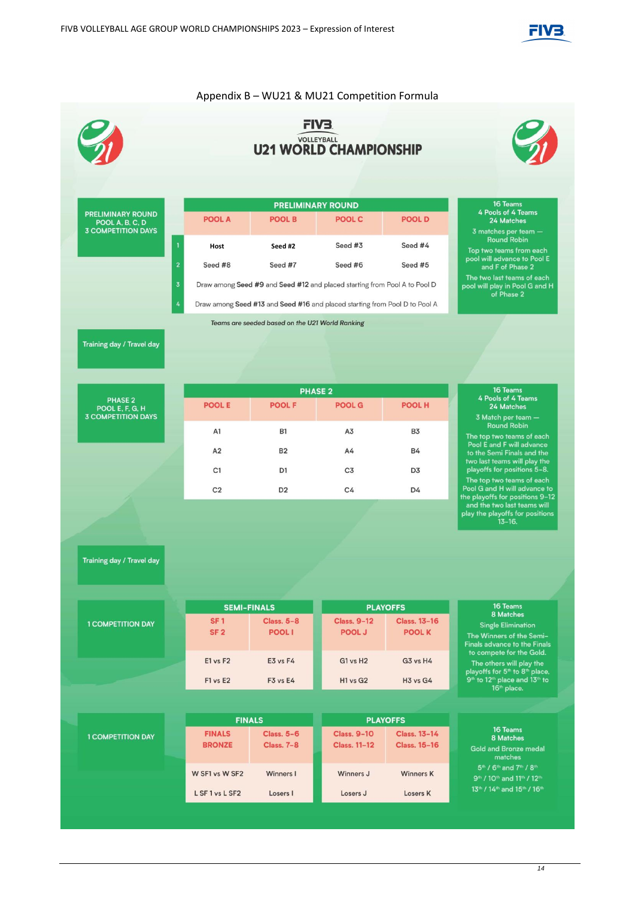## Appendix B – WU21 & MU21 Competition Formula

**FIVB VOLLEYBALL U21 WORLD CHAMPIONSHIP**

**PRELIMINARY ROUND POOL A, B, C, D 3 COMPETITION DAYS**

| | PRELIMINARY ROUND | | | |
|---|---|---|---|---|
| | POOL A | POOL B | POOL C | POOL D |
| 1 | **Host** | **Seed #2** | Seed #3 | Seed #4 |
| 2 | Seed #8 | Seed #7 | Seed #6 | Seed #5 |
| 3 | Draw among **Seed #9** and **Seed #12** and placed starting from Pool A to Pool D | | | |
| 4 | Draw among **Seed #13** and **Seed #16** and placed starting from Pool D to Pool A | | | |

*Teams are seeded based on the U21 World Ranking*

16 Teams
4 Pools of 4 Teams
24 Matches

3 matches per team – Round Robin

Top two teams from each pool will advance to Pool E and F of Phase 2

The two last teams of each pool will play in Pool G and H of Phase 2

**Training day / Travel day**

**PHASE 2 POOL E, F, G, H 3 COMPETITION DAYS**

| PHASE 2 | | | |
|---|---|---|---|
| POOL E | POOL F | POOL G | POOL H |
| A1 | B1 | A3 | B3 |
| A2 | B2 | A4 | B4 |
| C1 | D1 | C3 | D3 |
| C2 | D2 | C4 | D4 |

16 Teams
4 Pools of 4 Teams
24 Matches

3 Match per team – Round Robin

The top two teams of each Pool E and F will advance to the Semi Finals and the two last teams will play the playoffs for positions 5–8.

The top two teams of each Pool G and H will advance to the playoffs for positions 9–12 and the two last teams will play the playoffs for positions 13–16.

**Training day / Travel day**

**1 COMPETITION DAY**

| SEMI-FINALS | | PLAYOFFS | |
|---|---|---|---|
| SF 1 SF 2 | Class. 5–8 POOL I | Class. 9–12 POOL J | Class. 13–16 POOL K |
| E1 vs F2 | E3 vs F4 | G1 vs H2 | G3 vs H4 |
| F1 vs E2 | F3 vs E4 | H1 vs G2 | H3 vs G4 |

16 Teams
8 Matches

Single Elimination

The Winners of the Semi-Finals advance to the Finals to compete for the Gold.

The others will play the playoffs for 5th to 8th place, 9th to 12th place and 13th to 16th place.

**1 COMPETITION DAY**

| FINALS | | PLAYOFFS | |
|---|---|---|---|
| FINALS BRONZE | Class. 5–6 Class. 7–8 | Class. 9–10 Class. 11–12 | Class. 13–14 Class. 15–16 |
| W SF1 vs W SF2 | Winners I | Winners J | Winners K |
| L SF 1 vs L SF2 | Losers I | Losers J | Losers K |

16 Teams
8 Matches

Gold and Bronze medal matches

5th / 6th and 7th / 8th

9th / 10th and 11th / 12th

13th / 14th and 15th / 16th